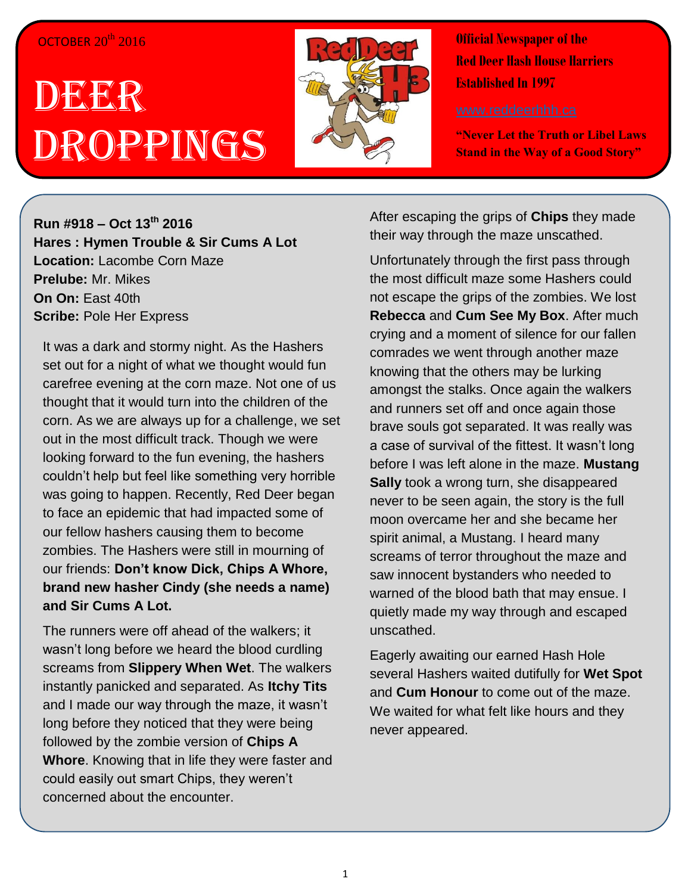OCTOBER 20th 2016

# DEER DROPPINGS

**Official Newspaper of the Red Deer Hash House Harriers Established In 1997**

www.reddeerhhh.ca

**"Never Let the Truth or Libel Laws Stand in the Way of a Good Story"**

**Run #918 – Oct 13th 2016**
**Hares : Hymen Trouble & Sir Cums A Lot**
**Location:** Lacombe Corn Maze
**Prelude:** Mr. Mikes
**On On:** East 40th
**Scribe:** Pole Her Express

It was a dark and stormy night. As the Hashers set out for a night of what we thought would fun carefree evening at the corn maze. Not one of us thought that it would turn into the children of the corn. As we are always up for a challenge, we set out in the most difficult track. Though we were looking forward to the fun evening, the hashers couldn't help but feel like something very horrible was going to happen. Recently, Red Deer began to face an epidemic that had impacted some of our fellow hashers causing them to become zombies. The Hashers were still in mourning of our friends: **Don't know Dick, Chips A Whore, brand new hasher Cindy (she needs a name) and Sir Cums A Lot.**

The runners were off ahead of the walkers; it wasn't long before we heard the blood curdling screams from **Slippery When Wet**. The walkers instantly panicked and separated. As **Itchy Tits** and I made our way through the maze, it wasn't long before they noticed that they were being followed by the zombie version of **Chips A Whore**. Knowing that in life they were faster and could easily out smart Chips, they weren't concerned about the encounter.

After escaping the grips of **Chips** they made their way through the maze unscathed.

Unfortunately through the first pass through the most difficult maze some Hashers could not escape the grips of the zombies. We lost **Rebecca** and **Cum See My Box**. After much crying and a moment of silence for our fallen comrades we went through another maze knowing that the others may be lurking amongst the stalks. Once again the walkers and runners set off and once again those brave souls got separated. It was really was a case of survival of the fittest. It wasn't long before I was left alone in the maze. **Mustang Sally** took a wrong turn, she disappeared never to be seen again, the story is the full moon overcame her and she became her spirit animal, a Mustang. I heard many screams of terror throughout the maze and saw innocent bystanders who needed to warned of the blood bath that may ensue. I quietly made my way through and escaped unscathed.

Eagerly awaiting our earned Hash Hole several Hashers waited dutifully for **Wet Spot** and **Cum Honour** to come out of the maze. We waited for what felt like hours and they never appeared.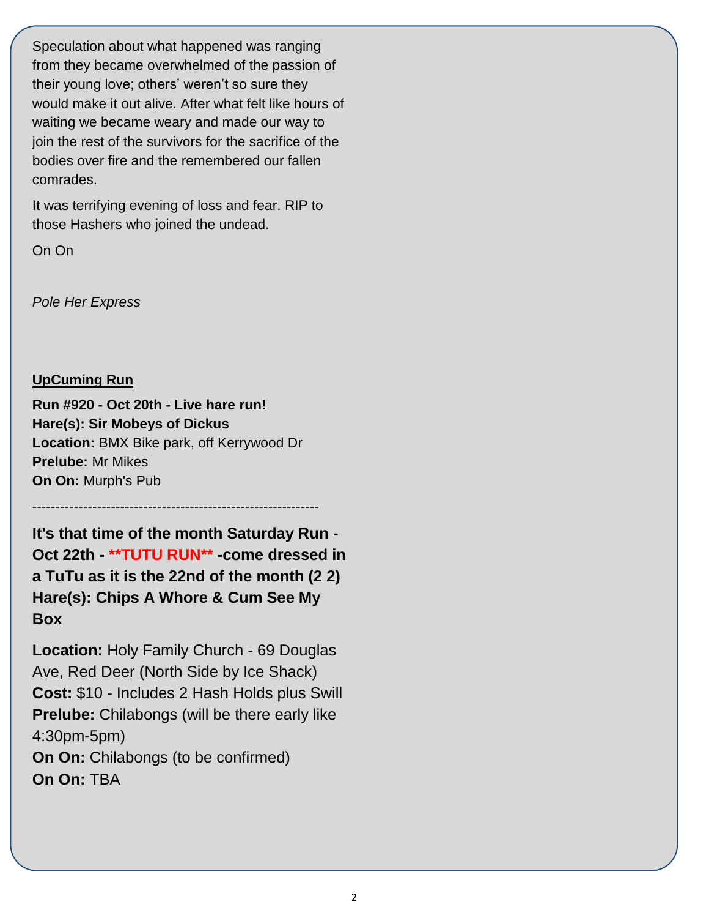Speculation about what happened was ranging from they became overwhelmed of the passion of their young love; others' weren't so sure they would make it out alive. After what felt like hours of waiting we became weary and made our way to join the rest of the survivors for the sacrifice of the bodies over fire and the remembered our fallen comrades.

It was terrifying evening of loss and fear. RIP to those Hashers who joined the undead.

On On

*Pole Her Express*

**UpCuming Run**

**Run #920 - Oct 20th - Live hare run!**
**Hare(s): Sir Mobeys of Dickus**
**Location:** BMX Bike park, off Kerrywood Dr
**Prelube:** Mr Mikes
**On On:** Murph's Pub

--------------------------------------------------------------

**It's that time of the month Saturday Run - Oct 22th - \*\*TUTU RUN\*\* -come dressed in a TuTu as it is the 22nd of the month (2 2)**
**Hare(s): Chips A Whore & Cum See My Box**

**Location:** Holy Family Church - 69 Douglas Ave, Red Deer (North Side by Ice Shack)
**Cost:** $10 - Includes 2 Hash Holds plus Swill
**Prelube:** Chilabongs (will be there early like 4:30pm-5pm)
**On On:** Chilabongs (to be confirmed)
**On On:** TBA